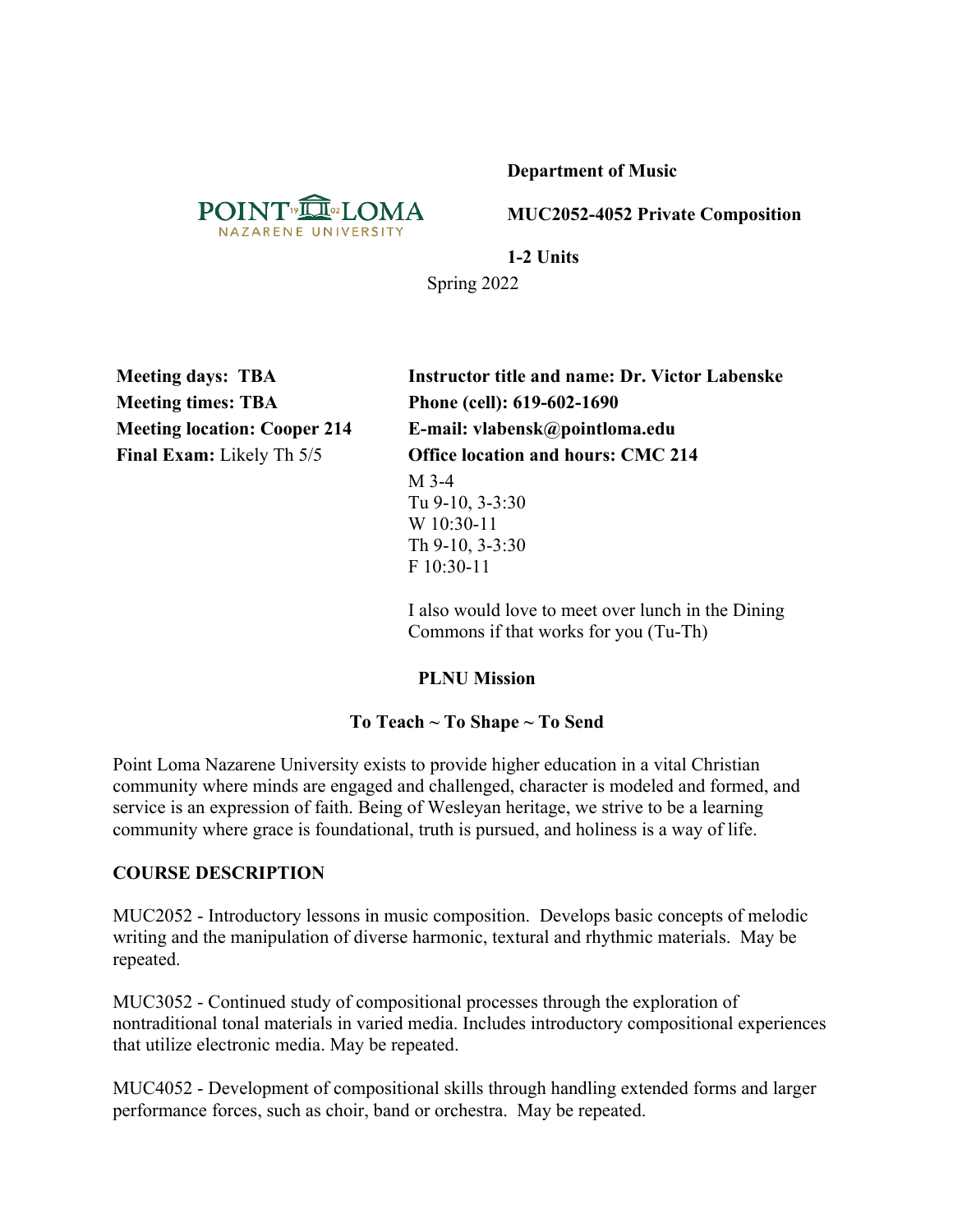**Department of Music**

**MUC2052-4052 Private Composition**

**1-2 Units**

Spring 2022

**Meeting days: TBA**
**Meeting times: TBA**
**Meeting location: Cooper 214**
**Final Exam:** Likely Th 5/5

**Instructor title and name: Dr. Victor Labenske**
**Phone (cell): 619-602-1690**
**E-mail: vlabensk@pointloma.edu**
**Office location and hours: CMC 214**

M 3-4
Tu 9-10, 3-3:30
W 10:30-11
Th 9-10, 3-3:30
F 10:30-11

I also would love to meet over lunch in the Dining Commons if that works for you (Tu-Th)

## PLNU Mission

### To Teach ~ To Shape ~ To Send

Point Loma Nazarene University exists to provide higher education in a vital Christian community where minds are engaged and challenged, character is modeled and formed, and service is an expression of faith. Being of Wesleyan heritage, we strive to be a learning community where grace is foundational, truth is pursued, and holiness is a way of life.

## COURSE DESCRIPTION

MUC2052 - Introductory lessons in music composition. Develops basic concepts of melodic writing and the manipulation of diverse harmonic, textural and rhythmic materials. May be repeated.

MUC3052 - Continued study of compositional processes through the exploration of nontraditional tonal materials in varied media. Includes introductory compositional experiences that utilize electronic media. May be repeated.

MUC4052 - Development of compositional skills through handling extended forms and larger performance forces, such as choir, band or orchestra. May be repeated.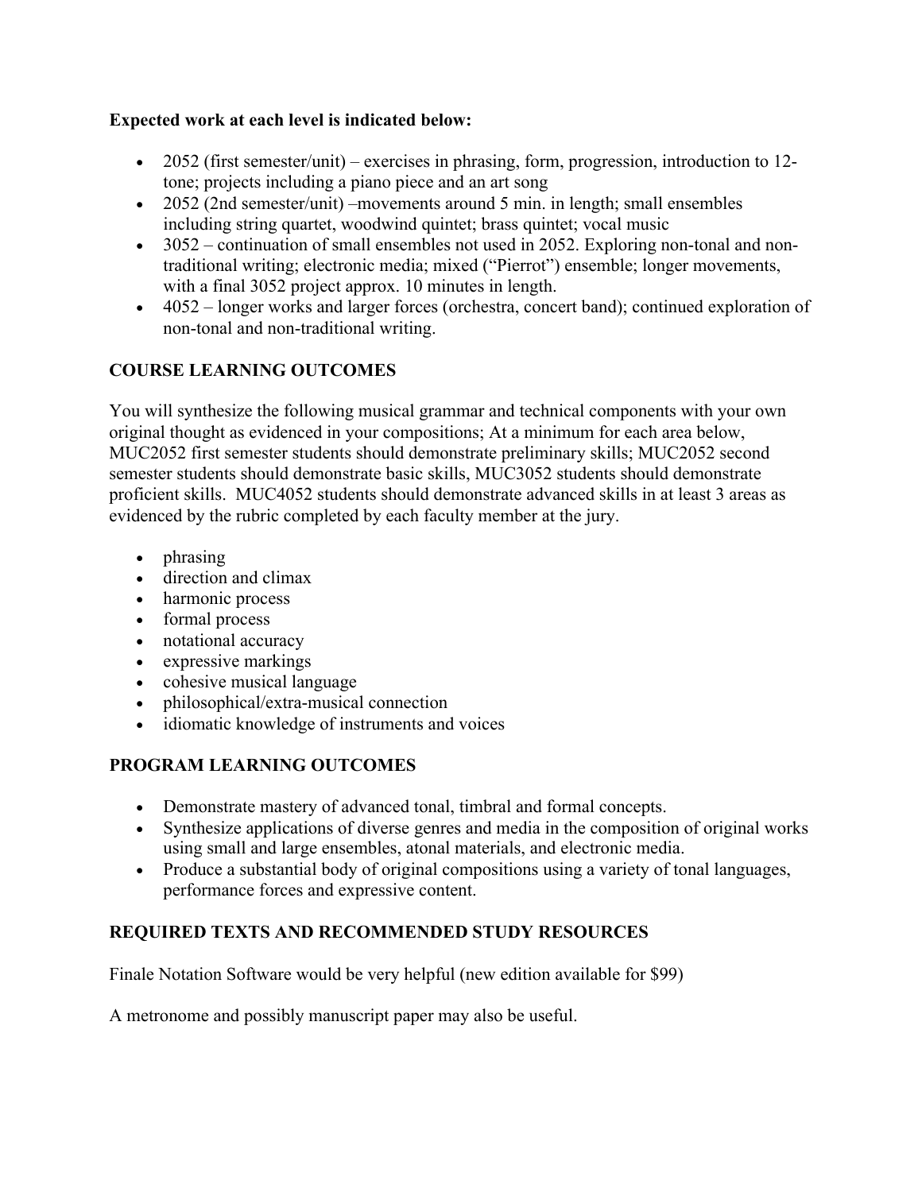**Expected work at each level is indicated below:**

- 2052 (first semester/unit) – exercises in phrasing, form, progression, introduction to 12-tone; projects including a piano piece and an art song
- 2052 (2nd semester/unit) –movements around 5 min. in length; small ensembles including string quartet, woodwind quintet; brass quintet; vocal music
- 3052 – continuation of small ensembles not used in 2052. Exploring non-tonal and non-traditional writing; electronic media; mixed ("Pierrot") ensemble; longer movements, with a final 3052 project approx. 10 minutes in length.
- 4052 – longer works and larger forces (orchestra, concert band); continued exploration of non-tonal and non-traditional writing.

## COURSE LEARNING OUTCOMES

You will synthesize the following musical grammar and technical components with your own original thought as evidenced in your compositions; At a minimum for each area below, MUC2052 first semester students should demonstrate preliminary skills; MUC2052 second semester students should demonstrate basic skills, MUC3052 students should demonstrate proficient skills. MUC4052 students should demonstrate advanced skills in at least 3 areas as evidenced by the rubric completed by each faculty member at the jury.

- phrasing
- direction and climax
- harmonic process
- formal process
- notational accuracy
- expressive markings
- cohesive musical language
- philosophical/extra-musical connection
- idiomatic knowledge of instruments and voices

## PROGRAM LEARNING OUTCOMES

- Demonstrate mastery of advanced tonal, timbral and formal concepts.
- Synthesize applications of diverse genres and media in the composition of original works using small and large ensembles, atonal materials, and electronic media.
- Produce a substantial body of original compositions using a variety of tonal languages, performance forces and expressive content.

## REQUIRED TEXTS AND RECOMMENDED STUDY RESOURCES

Finale Notation Software would be very helpful (new edition available for $99)

A metronome and possibly manuscript paper may also be useful.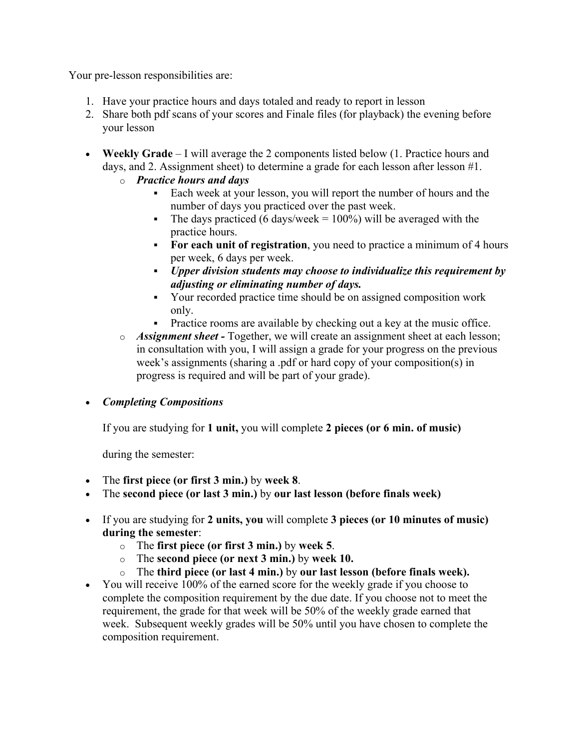Your pre-lesson responsibilities are:

1. Have your practice hours and days totaled and ready to report in lesson
2. Share both pdf scans of your scores and Finale files (for playback) the evening before your lesson

- **Weekly Grade** – I will average the 2 components listed below (1. Practice hours and days, and 2. Assignment sheet) to determine a grade for each lesson after lesson #1.
  - ***Practice hours and days***
    - Each week at your lesson, you will report the number of hours and the number of days you practiced over the past week.
    - The days practiced (6 days/week = 100%) will be averaged with the practice hours.
    - **For each unit of registration**, you need to practice a minimum of 4 hours per week, 6 days per week.
    - ***Upper division students may choose to individualize this requirement by adjusting or eliminating number of days.***
    - Your recorded practice time should be on assigned composition work only.
    - Practice rooms are available by checking out a key at the music office.
  - ***Assignment sheet -*** Together, we will create an assignment sheet at each lesson; in consultation with you, I will assign a grade for your progress on the previous week's assignments (sharing a .pdf or hard copy of your composition(s) in progress is required and will be part of your grade).

- ***Completing Compositions***

  If you are studying for **1 unit,** you will complete **2 pieces (or 6 min. of music)**

  during the semester:

- The **first piece (or first 3 min.)** by **week 8**.
- The **second piece (or last 3 min.)** by **our last lesson (before finals week)**

- If you are studying for **2 units, you** will complete **3 pieces (or 10 minutes of music) during the semester**:
  - The **first piece (or first 3 min.)** by **week 5**.
  - The **second piece (or next 3 min.)** by **week 10.**
  - The **third piece (or last 4 min.)** by **our last lesson (before finals week).**
- You will receive 100% of the earned score for the weekly grade if you choose to complete the composition requirement by the due date. If you choose not to meet the requirement, the grade for that week will be 50% of the weekly grade earned that week. Subsequent weekly grades will be 50% until you have chosen to complete the composition requirement.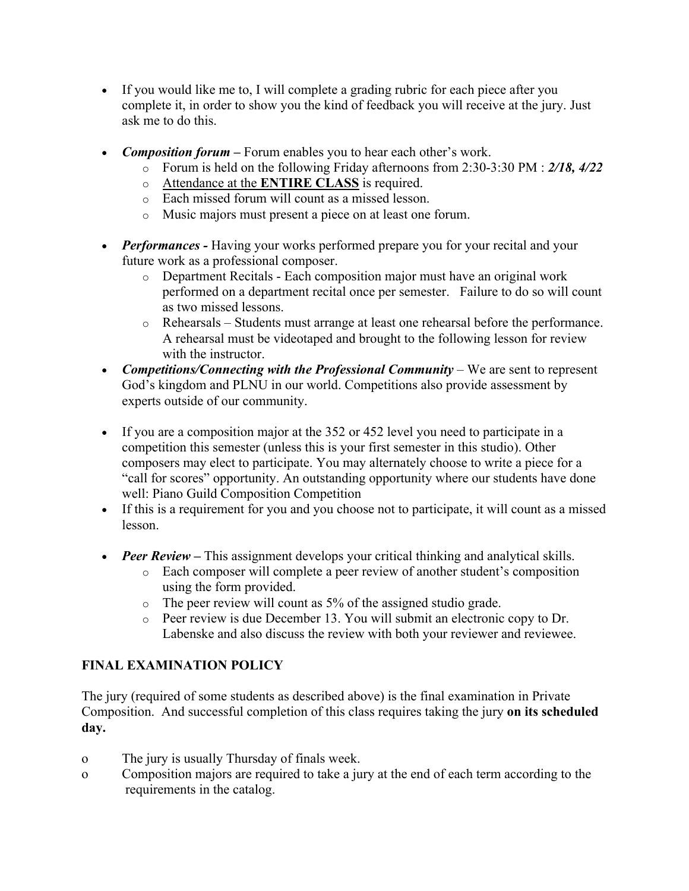- If you would like me to, I will complete a grading rubric for each piece after you complete it, in order to show you the kind of feedback you will receive at the jury. Just ask me to do this.

- ***Composition forum –*** Forum enables you to hear each other's work.
  - Forum is held on the following Friday afternoons from 2:30-3:30 PM : ***2/18, 4/22***
  - <u>Attendance at the **ENTIRE CLASS**</u> is required.
  - Each missed forum will count as a missed lesson.
  - Music majors must present a piece on at least one forum.

- ***Performances -*** Having your works performed prepare you for your recital and your future work as a professional composer.
  - Department Recitals - Each composition major must have an original work performed on a department recital once per semester.   Failure to do so will count as two missed lessons.
  - Rehearsals – Students must arrange at least one rehearsal before the performance. A rehearsal must be videotaped and brought to the following lesson for review with the instructor.
- ***Competitions/Connecting with the Professional Community*** – We are sent to represent God's kingdom and PLNU in our world. Competitions also provide assessment by experts outside of our community.

- If you are a composition major at the 352 or 452 level you need to participate in a competition this semester (unless this is your first semester in this studio). Other composers may elect to participate. You may alternately choose to write a piece for a "call for scores" opportunity. An outstanding opportunity where our students have done well: Piano Guild Composition Competition
- If this is a requirement for you and you choose not to participate, it will count as a missed lesson.

- ***Peer Review –*** This assignment develops your critical thinking and analytical skills.
  - Each composer will complete a peer review of another student's composition using the form provided.
  - The peer review will count as 5% of the assigned studio grade.
  - Peer review is due December 13. You will submit an electronic copy to Dr. Labenske and also discuss the review with both your reviewer and reviewee.

## FINAL EXAMINATION POLICY

The jury (required of some students as described above) is the final examination in Private Composition.  And successful completion of this class requires taking the jury **on its scheduled day.**

- The jury is usually Thursday of finals week.
- Composition majors are required to take a jury at the end of each term according to the requirements in the catalog.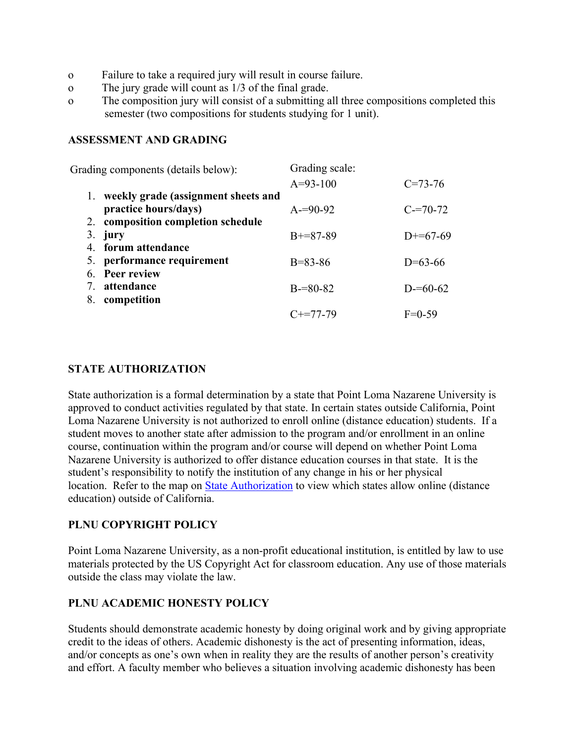- Failure to take a required jury will result in course failure.
- The jury grade will count as 1/3 of the final grade.
- The composition jury will consist of a submitting all three compositions completed this semester (two compositions for students studying for 1 unit).

**ASSESSMENT AND GRADING**

Grading components (details below):

1. **weekly grade (assignment sheets and practice hours/days)**
2. **composition completion schedule**
3. **jury**
4. **forum attendance**
5. **performance requirement**
6. **Peer review**
7. **attendance**
8. **competition**

Grading scale:

| | |
|---|---|
| A=93-100 | C=73-76 |
| A-=90-92 | C-=70-72 |
| B+=87-89 | D+=67-69 |
| B=83-86 | D=63-66 |
| B-=80-82 | D-=60-62 |
| C+=77-79 | F=0-59 |

**STATE AUTHORIZATION**

State authorization is a formal determination by a state that Point Loma Nazarene University is approved to conduct activities regulated by that state. In certain states outside California, Point Loma Nazarene University is not authorized to enroll online (distance education) students. If a student moves to another state after admission to the program and/or enrollment in an online course, continuation within the program and/or course will depend on whether Point Loma Nazarene University is authorized to offer distance education courses in that state. It is the student's responsibility to notify the institution of any change in his or her physical location. Refer to the map on State Authorization to view which states allow online (distance education) outside of California.

**PLNU COPYRIGHT POLICY**

Point Loma Nazarene University, as a non-profit educational institution, is entitled by law to use materials protected by the US Copyright Act for classroom education. Any use of those materials outside the class may violate the law.

**PLNU ACADEMIC HONESTY POLICY**

Students should demonstrate academic honesty by doing original work and by giving appropriate credit to the ideas of others. Academic dishonesty is the act of presenting information, ideas, and/or concepts as one's own when in reality they are the results of another person's creativity and effort. A faculty member who believes a situation involving academic dishonesty has been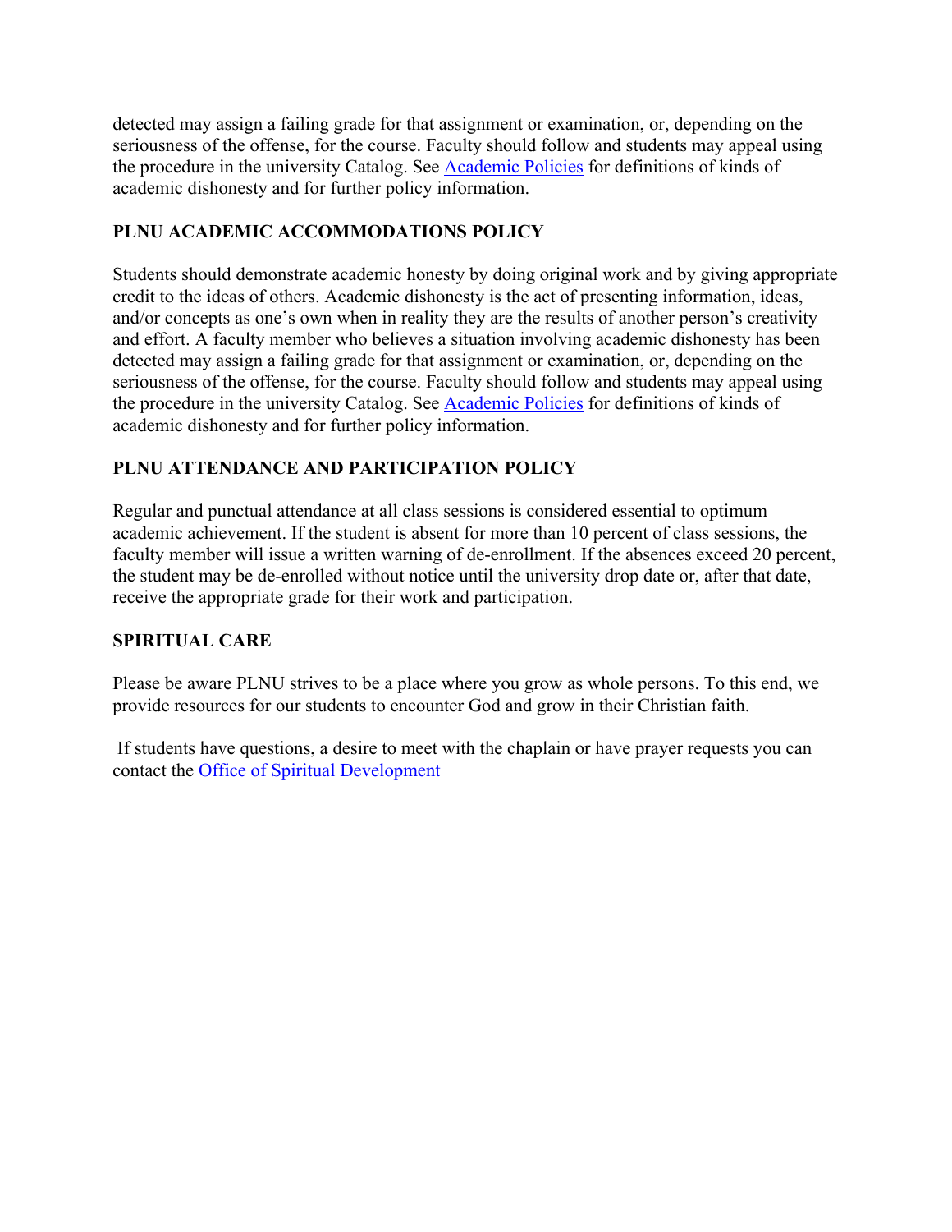detected may assign a failing grade for that assignment or examination, or, depending on the seriousness of the offense, for the course. Faculty should follow and students may appeal using the procedure in the university Catalog. See [Academic Policies]() for definitions of kinds of academic dishonesty and for further policy information.

## PLNU ACADEMIC ACCOMMODATIONS POLICY

Students should demonstrate academic honesty by doing original work and by giving appropriate credit to the ideas of others. Academic dishonesty is the act of presenting information, ideas, and/or concepts as one's own when in reality they are the results of another person's creativity and effort. A faculty member who believes a situation involving academic dishonesty has been detected may assign a failing grade for that assignment or examination, or, depending on the seriousness of the offense, for the course. Faculty should follow and students may appeal using the procedure in the university Catalog. See [Academic Policies]() for definitions of kinds of academic dishonesty and for further policy information.

## PLNU ATTENDANCE AND PARTICIPATION POLICY

Regular and punctual attendance at all class sessions is considered essential to optimum academic achievement. If the student is absent for more than 10 percent of class sessions, the faculty member will issue a written warning of de-enrollment. If the absences exceed 20 percent, the student may be de-enrolled without notice until the university drop date or, after that date, receive the appropriate grade for their work and participation.

## SPIRITUAL CARE

Please be aware PLNU strives to be a place where you grow as whole persons. To this end, we provide resources for our students to encounter God and grow in their Christian faith.

If students have questions, a desire to meet with the chaplain or have prayer requests you can contact the [Office of Spiritual Development]()